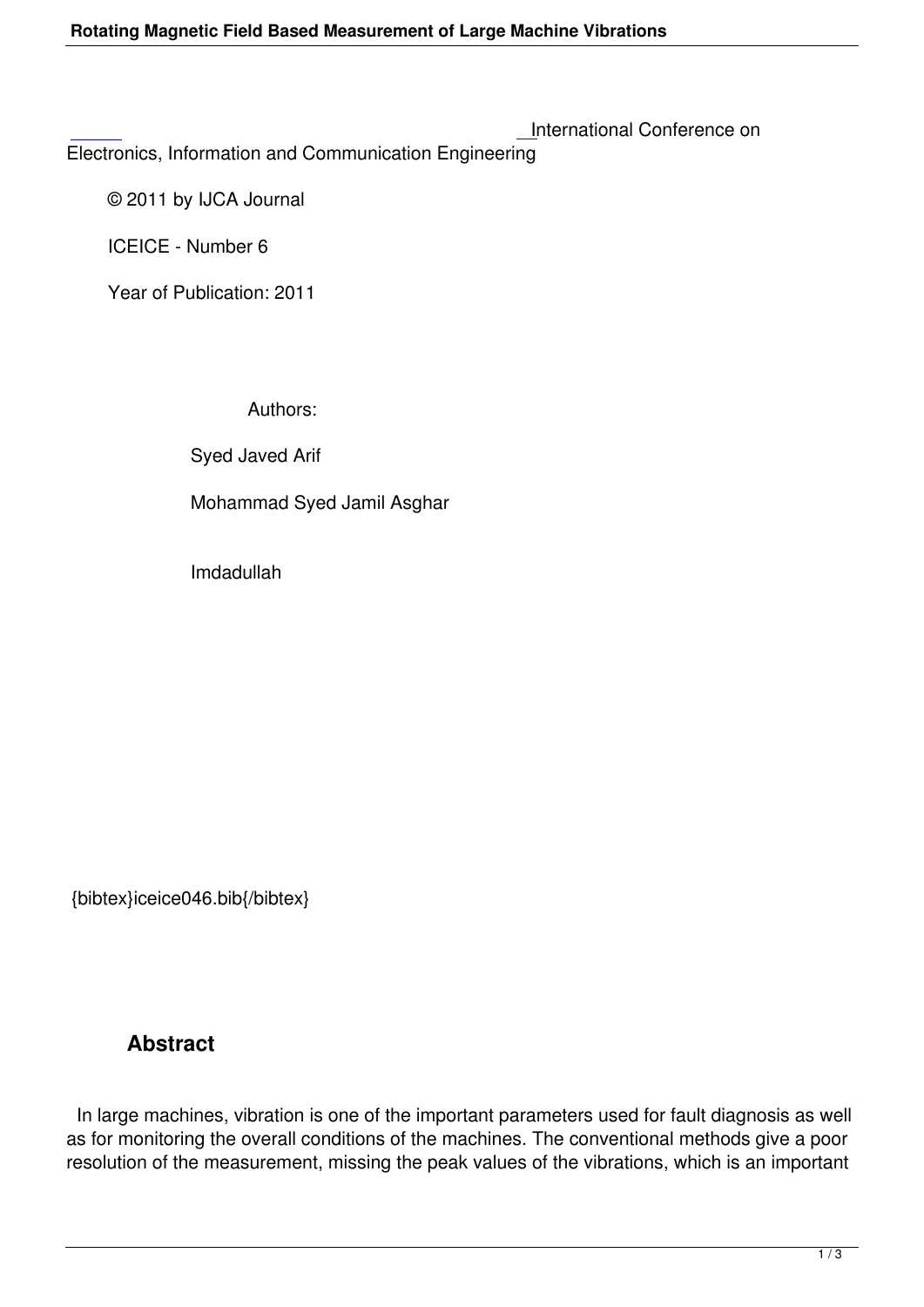International Conference on Electronics, Information and Communication Engineering

© 2011 by IJCA Journal

ICEICE - Number 6

Year of Publication: 2011

Authors:

Syed Javed Arif

Mohammad Syed Jamil Asghar

Imdadullah

{bibtex}iceice046.bib{/bibtex}

## Abstract

In large machines, vibration is one of the important parameters used for fault diagnosis as well as for monitoring the overall conditions of the machines. The conventional methods give a poor resolution of the measurement, missing the peak values of the vibrations, which is an important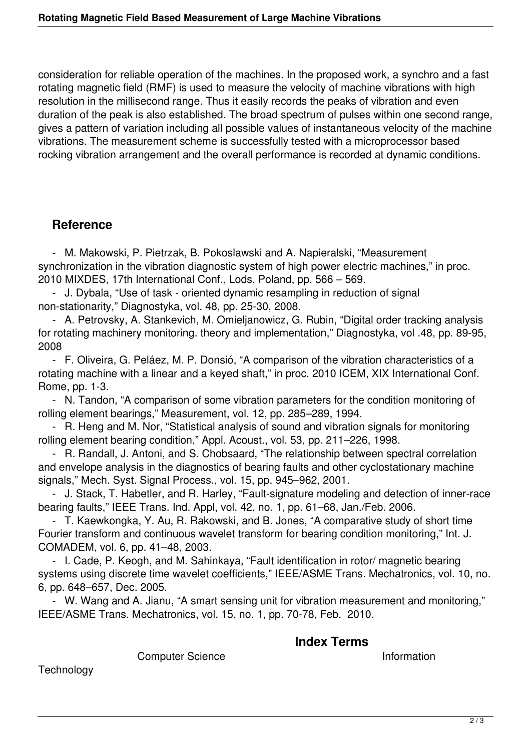consideration for reliable operation of the machines. In the proposed work, a synchro and a fast rotating magnetic field (RMF) is used to measure the velocity of machine vibrations with high resolution in the millisecond range. Thus it easily records the peaks of vibration and even duration of the peak is also established. The broad spectrum of pulses within one second range, gives a pattern of variation including all possible values of instantaneous velocity of the machine vibrations. The measurement scheme is successfully tested with a microprocessor based rocking vibration arrangement and the overall performance is recorded at dynamic conditions.

## Reference

- M. Makowski, P. Pietrzak, B. Pokoslawski and A. Napieralski, "Measurement synchronization in the vibration diagnostic system of high power electric machines," in proc. 2010 MIXDES, 17th International Conf., Lods, Poland, pp. 566 – 569.
- J. Dybala, "Use of task - oriented dynamic resampling in reduction of signal non-stationarity," Diagnostyka, vol. 48, pp. 25-30, 2008.
- A. Petrovsky, A. Stankevich, M. Omieljanowicz, G. Rubin, "Digital order tracking analysis for rotating machinery monitoring. theory and implementation," Diagnostyka, vol .48, pp. 89-95, 2008
- F. Oliveira, G. Peláez, M. P. Donsió, "A comparison of the vibration characteristics of a rotating machine with a linear and a keyed shaft," in proc. 2010 ICEM, XIX International Conf. Rome, pp. 1-3.
- N. Tandon, "A comparison of some vibration parameters for the condition monitoring of rolling element bearings," Measurement, vol. 12, pp. 285–289, 1994.
- R. Heng and M. Nor, "Statistical analysis of sound and vibration signals for monitoring rolling element bearing condition," Appl. Acoust., vol. 53, pp. 211–226, 1998.
- R. Randall, J. Antoni, and S. Chobsaard, "The relationship between spectral correlation and envelope analysis in the diagnostics of bearing faults and other cyclostationary machine signals," Mech. Syst. Signal Process., vol. 15, pp. 945–962, 2001.
- J. Stack, T. Habetler, and R. Harley, "Fault-signature modeling and detection of inner-race bearing faults," IEEE Trans. Ind. Appl, vol. 42, no. 1, pp. 61–68, Jan./Feb. 2006.
- T. Kaewkongka, Y. Au, R. Rakowski, and B. Jones, "A comparative study of short time Fourier transform and continuous wavelet transform for bearing condition monitoring," Int. J. COMADEM, vol. 6, pp. 41–48, 2003.
- I. Cade, P. Keogh, and M. Sahinkaya, "Fault identification in rotor/ magnetic bearing systems using discrete time wavelet coefficients," IEEE/ASME Trans. Mechatronics, vol. 10, no. 6, pp. 648–657, Dec. 2005.
- W. Wang and A. Jianu, "A smart sensing unit for vibration measurement and monitoring," IEEE/ASME Trans. Mechatronics, vol. 15, no. 1, pp. 70-78, Feb. 2010.

## Index Terms

Computer Science Information Technology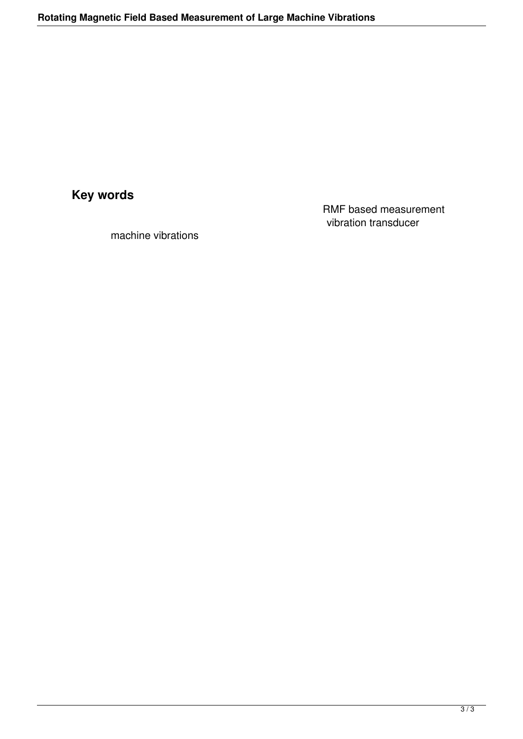## Key words

RMF based measurement
vibration transducer

machine vibrations